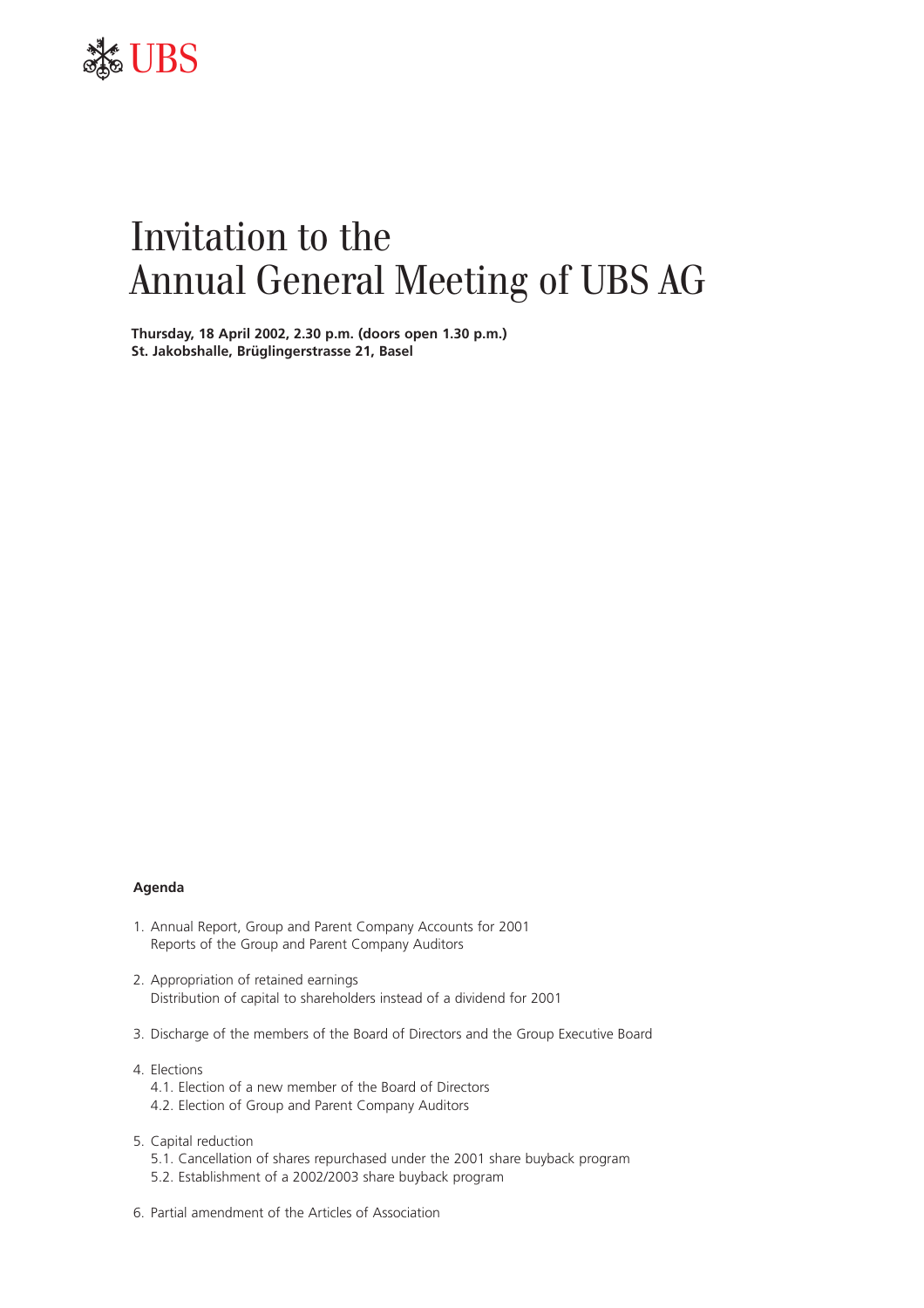UBS

# Invitation to the Annual General Meeting of UBS AG

**Thursday, 18 April 2002, 2.30 p.m. (doors open 1.30 p.m.)**
**St. Jakobshalle, Brüglingerstrasse 21, Basel**

## Agenda

1. Annual Report, Group and Parent Company Accounts for 2001
   Reports of the Group and Parent Company Auditors

2. Appropriation of retained earnings
   Distribution of capital to shareholders instead of a dividend for 2001

3. Discharge of the members of the Board of Directors and the Group Executive Board

4. Elections
   4.1. Election of a new member of the Board of Directors
   4.2. Election of Group and Parent Company Auditors

5. Capital reduction
   5.1. Cancellation of shares repurchased under the 2001 share buyback program
   5.2. Establishment of a 2002/2003 share buyback program

6. Partial amendment of the Articles of Association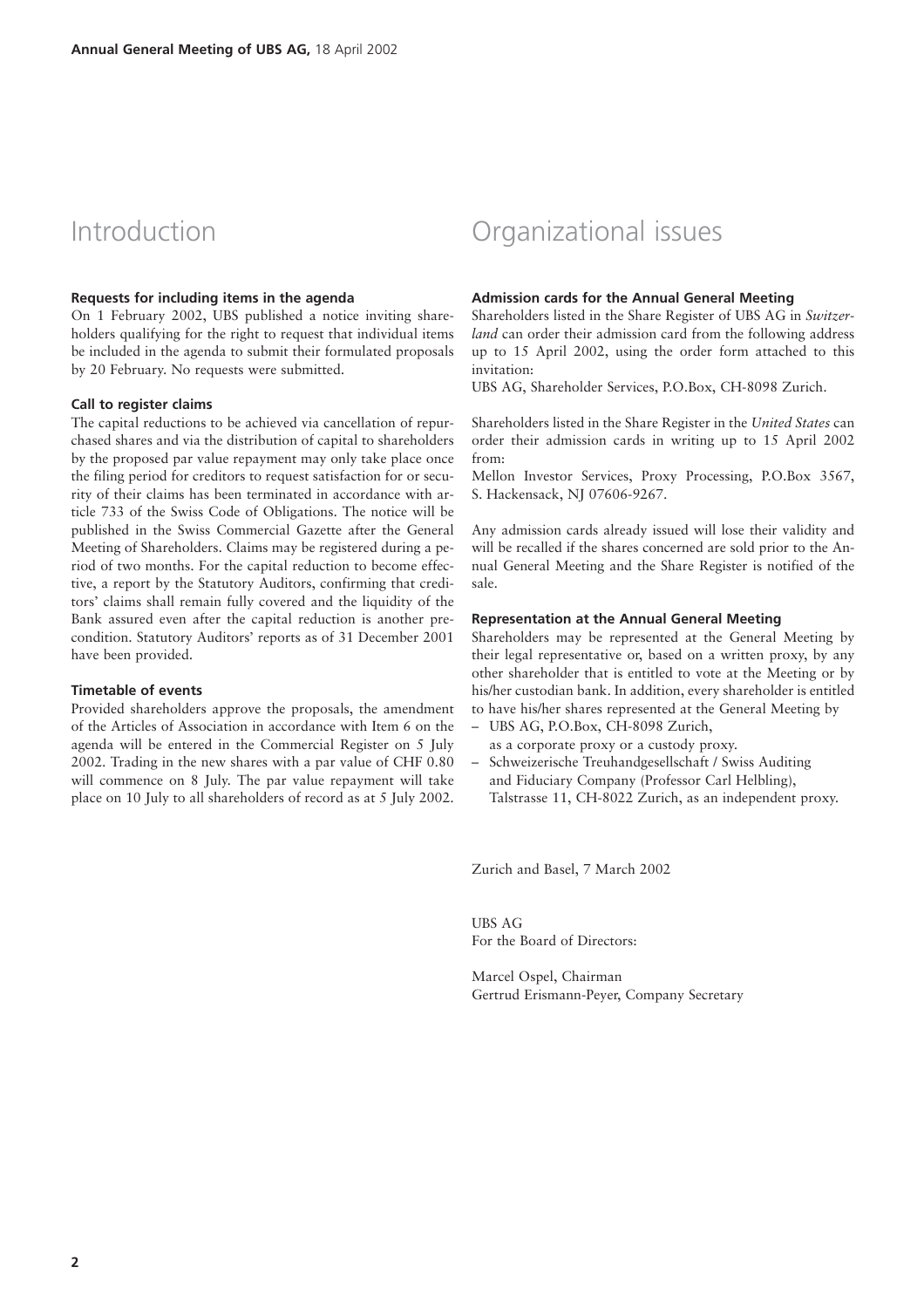# Introduction

### Requests for including items in the agenda

On 1 February 2002, UBS published a notice inviting shareholders qualifying for the right to request that individual items be included in the agenda to submit their formulated proposals by 20 February. No requests were submitted.

### Call to register claims

The capital reductions to be achieved via cancellation of repurchased shares and via the distribution of capital to shareholders by the proposed par value repayment may only take place once the filing period for creditors to request satisfaction for or security of their claims has been terminated in accordance with article 733 of the Swiss Code of Obligations. The notice will be published in the Swiss Commercial Gazette after the General Meeting of Shareholders. Claims may be registered during a period of two months. For the capital reduction to become effective, a report by the Statutory Auditors, confirming that creditors' claims shall remain fully covered and the liquidity of the Bank assured even after the capital reduction is another precondition. Statutory Auditors' reports as of 31 December 2001 have been provided.

### Timetable of events

Provided shareholders approve the proposals, the amendment of the Articles of Association in accordance with Item 6 on the agenda will be entered in the Commercial Register on 5 July 2002. Trading in the new shares with a par value of CHF 0.80 will commence on 8 July. The par value repayment will take place on 10 July to all shareholders of record as at 5 July 2002.

# Organizational issues

### Admission cards for the Annual General Meeting

Shareholders listed in the Share Register of UBS AG in *Switzerland* can order their admission card from the following address up to 15 April 2002, using the order form attached to this invitation:
UBS AG, Shareholder Services, P.O.Box, CH-8098 Zurich.

Shareholders listed in the Share Register in the *United States* can order their admission cards in writing up to 15 April 2002 from:
Mellon Investor Services, Proxy Processing, P.O.Box 3567, S. Hackensack, NJ 07606-9267.

Any admission cards already issued will lose their validity and will be recalled if the shares concerned are sold prior to the Annual General Meeting and the Share Register is notified of the sale.

### Representation at the Annual General Meeting

Shareholders may be represented at the General Meeting by their legal representative or, based on a written proxy, by any other shareholder that is entitled to vote at the Meeting or by his/her custodian bank. In addition, every shareholder is entitled to have his/her shares represented at the General Meeting by

- UBS AG, P.O.Box, CH-8098 Zurich, as a corporate proxy or a custody proxy.
- Schweizerische Treuhandgesellschaft / Swiss Auditing and Fiduciary Company (Professor Carl Helbling), Talstrasse 11, CH-8022 Zurich, as an independent proxy.

Zurich and Basel, 7 March 2002

UBS AG
For the Board of Directors:

Marcel Ospel, Chairman
Gertrud Erismann-Peyer, Company Secretary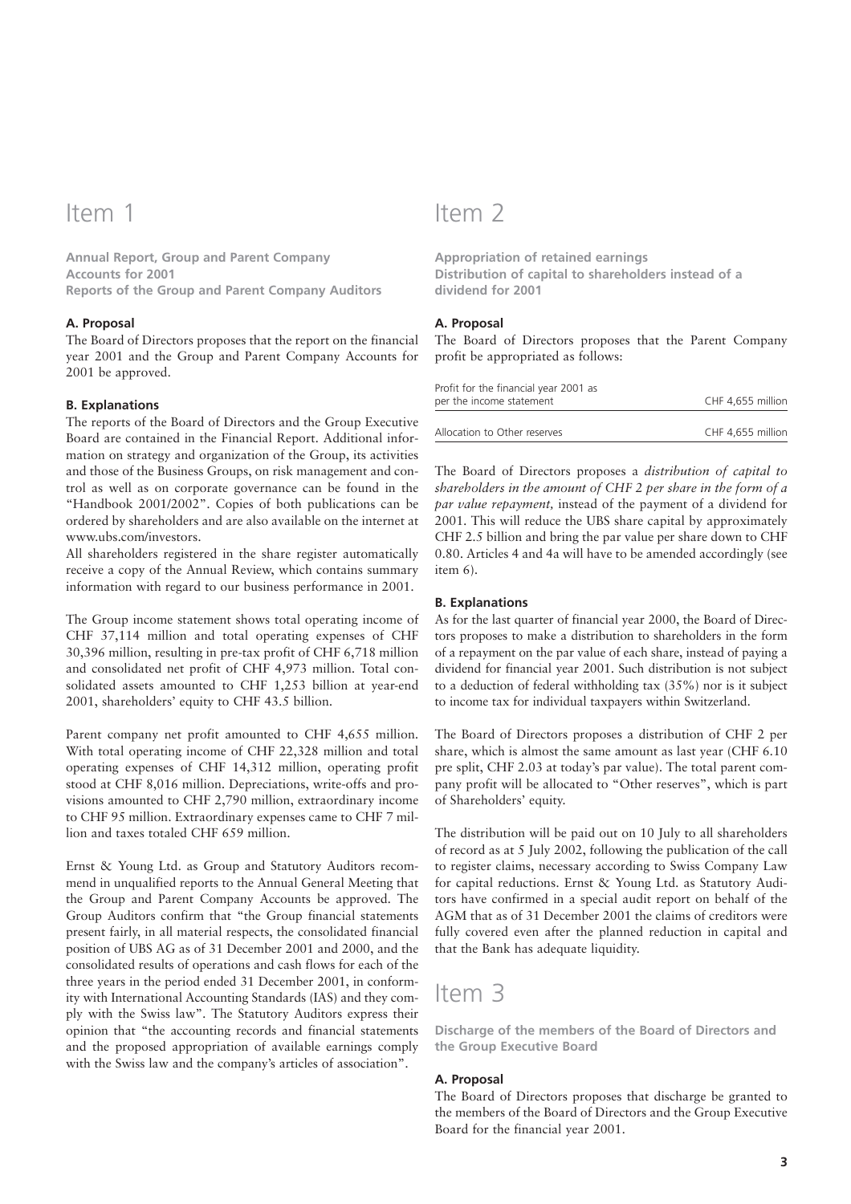# Item 1

**Annual Report, Group and Parent Company Accounts for 2001**
**Reports of the Group and Parent Company Auditors**

### A. Proposal

The Board of Directors proposes that the report on the financial year 2001 and the Group and Parent Company Accounts for 2001 be approved.

### B. Explanations

The reports of the Board of Directors and the Group Executive Board are contained in the Financial Report. Additional information on strategy and organization of the Group, its activities and those of the Business Groups, on risk management and control as well as on corporate governance can be found in the "Handbook 2001/2002". Copies of both publications can be ordered by shareholders and are also available on the internet at www.ubs.com/investors.

All shareholders registered in the share register automatically receive a copy of the Annual Review, which contains summary information with regard to our business performance in 2001.

The Group income statement shows total operating income of CHF 37,114 million and total operating expenses of CHF 30,396 million, resulting in pre-tax profit of CHF 6,718 million and consolidated net profit of CHF 4,973 million. Total consolidated assets amounted to CHF 1,253 billion at year-end 2001, shareholders' equity to CHF 43.5 billion.

Parent company net profit amounted to CHF 4,655 million. With total operating income of CHF 22,328 million and total operating expenses of CHF 14,312 million, operating profit stood at CHF 8,016 million. Depreciations, write-offs and provisions amounted to CHF 2,790 million, extraordinary income to CHF 95 million. Extraordinary expenses came to CHF 7 million and taxes totaled CHF 659 million.

Ernst & Young Ltd. as Group and Statutory Auditors recommend in unqualified reports to the Annual General Meeting that the Group and Parent Company Accounts be approved. The Group Auditors confirm that "the Group financial statements present fairly, in all material respects, the consolidated financial position of UBS AG as of 31 December 2001 and 2000, and the consolidated results of operations and cash flows for each of the three years in the period ended 31 December 2001, in conformity with International Accounting Standards (IAS) and they comply with the Swiss law". The Statutory Auditors express their opinion that "the accounting records and financial statements and the proposed appropriation of available earnings comply with the Swiss law and the company's articles of association".

# Item 2

**Appropriation of retained earnings**
**Distribution of capital to shareholders instead of a dividend for 2001**

### A. Proposal

The Board of Directors proposes that the Parent Company profit be appropriated as follows:

| | |
|---|---|
| Profit for the financial year 2001 as per the income statement | CHF 4,655 million |
| Allocation to Other reserves | CHF 4,655 million |

The Board of Directors proposes a *distribution of capital to shareholders in the amount of CHF 2 per share in the form of a par value repayment,* instead of the payment of a dividend for 2001. This will reduce the UBS share capital by approximately CHF 2.5 billion and bring the par value per share down to CHF 0.80. Articles 4 and 4a will have to be amended accordingly (see item 6).

### B. Explanations

As for the last quarter of financial year 2000, the Board of Directors proposes to make a distribution to shareholders in the form of a repayment on the par value of each share, instead of paying a dividend for financial year 2001. Such distribution is not subject to a deduction of federal withholding tax (35%) nor is it subject to income tax for individual taxpayers within Switzerland.

The Board of Directors proposes a distribution of CHF 2 per share, which is almost the same amount as last year (CHF 6.10 pre split, CHF 2.03 at today's par value). The total parent company profit will be allocated to "Other reserves", which is part of Shareholders' equity.

The distribution will be paid out on 10 July to all shareholders of record as at 5 July 2002, following the publication of the call to register claims, necessary according to Swiss Company Law for capital reductions. Ernst & Young Ltd. as Statutory Auditors have confirmed in a special audit report on behalf of the AGM that as of 31 December 2001 the claims of creditors were fully covered even after the planned reduction in capital and that the Bank has adequate liquidity.

# Item 3

**Discharge of the members of the Board of Directors and the Group Executive Board**

### A. Proposal

The Board of Directors proposes that discharge be granted to the members of the Board of Directors and the Group Executive Board for the financial year 2001.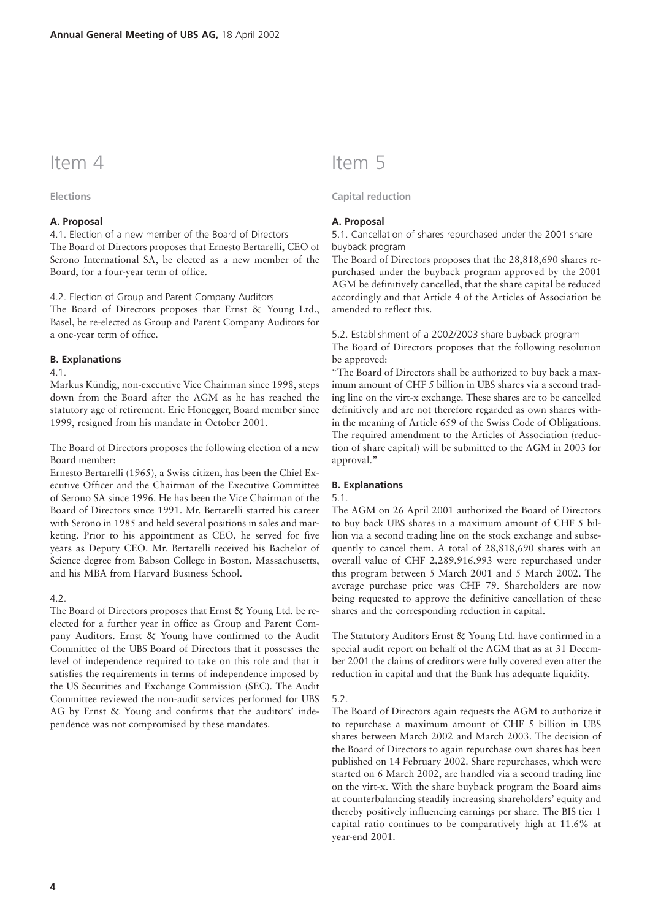# Item 4

**Elections**

### A. Proposal

4.1. Election of a new member of the Board of Directors

The Board of Directors proposes that Ernesto Bertarelli, CEO of Serono International SA, be elected as a new member of the Board, for a four-year term of office.

4.2. Election of Group and Parent Company Auditors

The Board of Directors proposes that Ernst & Young Ltd., Basel, be re-elected as Group and Parent Company Auditors for a one-year term of office.

### B. Explanations

4.1.

Markus Kündig, non-executive Vice Chairman since 1998, steps down from the Board after the AGM as he has reached the statutory age of retirement. Eric Honegger, Board member since 1999, resigned from his mandate in October 2001.

The Board of Directors proposes the following election of a new Board member:

Ernesto Bertarelli (1965), a Swiss citizen, has been the Chief Executive Officer and the Chairman of the Executive Committee of Serono SA since 1996. He has been the Vice Chairman of the Board of Directors since 1991. Mr. Bertarelli started his career with Serono in 1985 and held several positions in sales and marketing. Prior to his appointment as CEO, he served for five years as Deputy CEO. Mr. Bertarelli received his Bachelor of Science degree from Babson College in Boston, Massachusetts, and his MBA from Harvard Business School.

4.2.

The Board of Directors proposes that Ernst & Young Ltd. be re-elected for a further year in office as Group and Parent Company Auditors. Ernst & Young have confirmed to the Audit Committee of the UBS Board of Directors that it possesses the level of independence required to take on this role and that it satisfies the requirements in terms of independence imposed by the US Securities and Exchange Commission (SEC). The Audit Committee reviewed the non-audit services performed for UBS AG by Ernst & Young and confirms that the auditors' independence was not compromised by these mandates.

# Item 5

**Capital reduction**

### A. Proposal

5.1. Cancellation of shares repurchased under the 2001 share buyback program

The Board of Directors proposes that the 28,818,690 shares repurchased under the buyback program approved by the 2001 AGM be definitively cancelled, that the share capital be reduced accordingly and that Article 4 of the Articles of Association be amended to reflect this.

5.2. Establishment of a 2002/2003 share buyback program

The Board of Directors proposes that the following resolution be approved:

"The Board of Directors shall be authorized to buy back a maximum amount of CHF 5 billion in UBS shares via a second trading line on the virt-x exchange. These shares are to be cancelled definitively and are not therefore regarded as own shares within the meaning of Article 659 of the Swiss Code of Obligations. The required amendment to the Articles of Association (reduction of share capital) will be submitted to the AGM in 2003 for approval."

### B. Explanations

5.1.

The AGM on 26 April 2001 authorized the Board of Directors to buy back UBS shares in a maximum amount of CHF 5 billion via a second trading line on the stock exchange and subsequently to cancel them. A total of 28,818,690 shares with an overall value of CHF 2,289,916,993 were repurchased under this program between 5 March 2001 and 5 March 2002. The average purchase price was CHF 79. Shareholders are now being requested to approve the definitive cancellation of these shares and the corresponding reduction in capital.

The Statutory Auditors Ernst & Young Ltd. have confirmed in a special audit report on behalf of the AGM that as at 31 December 2001 the claims of creditors were fully covered even after the reduction in capital and that the Bank has adequate liquidity.

5.2.

The Board of Directors again requests the AGM to authorize it to repurchase a maximum amount of CHF 5 billion in UBS shares between March 2002 and March 2003. The decision of the Board of Directors to again repurchase own shares has been published on 14 February 2002. Share repurchases, which were started on 6 March 2002, are handled via a second trading line on the virt-x. With the share buyback program the Board aims at counterbalancing steadily increasing shareholders' equity and thereby positively influencing earnings per share. The BIS tier 1 capital ratio continues to be comparatively high at 11.6% at year-end 2001.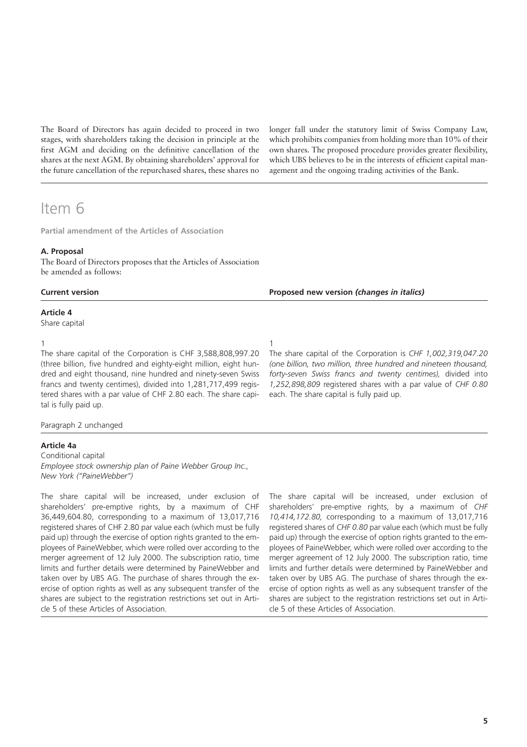The Board of Directors has again decided to proceed in two stages, with shareholders taking the decision in principle at the first AGM and deciding on the definitive cancellation of the shares at the next AGM. By obtaining shareholders' approval for the future cancellation of the repurchased shares, these shares no longer fall under the statutory limit of Swiss Company Law, which prohibits companies from holding more than 10% of their own shares. The proposed procedure provides greater flexibility, which UBS believes to be in the interests of efficient capital management and the ongoing trading activities of the Bank.

# Item 6

**Partial amendment of the Articles of Association**

**A. Proposal**

The Board of Directors proposes that the Articles of Association be amended as follows:

| Current version | Proposed new version *(changes in italics)* |
|---|---|
| **Article 4**<br>Share capital | |
| 1<br>The share capital of the Corporation is CHF 3,588,808,997.20 (three billion, five hundred and eighty-eight million, eight hundred and eight thousand, nine hundred and ninety-seven Swiss francs and twenty centimes), divided into 1,281,717,499 registered shares with a par value of CHF 2.80 each. The share capital is fully paid up. | 1<br>The share capital of the Corporation is *CHF 1,002,319,047.20 (one billion, two million, three hundred and nineteen thousand, forty-seven Swiss francs and twenty centimes),* divided into *1,252,898,809* registered shares with a par value of *CHF 0.80* each. The share capital is fully paid up. |
| Paragraph 2 unchanged | |
| **Article 4a**<br>Conditional capital<br>*Employee stock ownership plan of Paine Webber Group Inc., New York ("PaineWebber")* | |
| The share capital will be increased, under exclusion of shareholders' pre-emptive rights, by a maximum of CHF 36,449,604.80, corresponding to a maximum of 13,017,716 registered shares of CHF 2.80 par value each (which must be fully paid up) through the exercise of option rights granted to the employees of PaineWebber, which were rolled over according to the merger agreement of 12 July 2000. The subscription ratio, time limits and further details were determined by PaineWebber and taken over by UBS AG. The purchase of shares through the exercise of option rights as well as any subsequent transfer of the shares are subject to the registration restrictions set out in Article 5 of these Articles of Association. | The share capital will be increased, under exclusion of shareholders' pre-emptive rights, by a maximum of *CHF 10,414,172.80,* corresponding to a maximum of 13,017,716 registered shares of *CHF 0.80* par value each (which must be fully paid up) through the exercise of option rights granted to the employees of PaineWebber, which were rolled over according to the merger agreement of 12 July 2000. The subscription ratio, time limits and further details were determined by PaineWebber and taken over by UBS AG. The purchase of shares through the exercise of option rights as well as any subsequent transfer of the shares are subject to the registration restrictions set out in Article 5 of these Articles of Association. |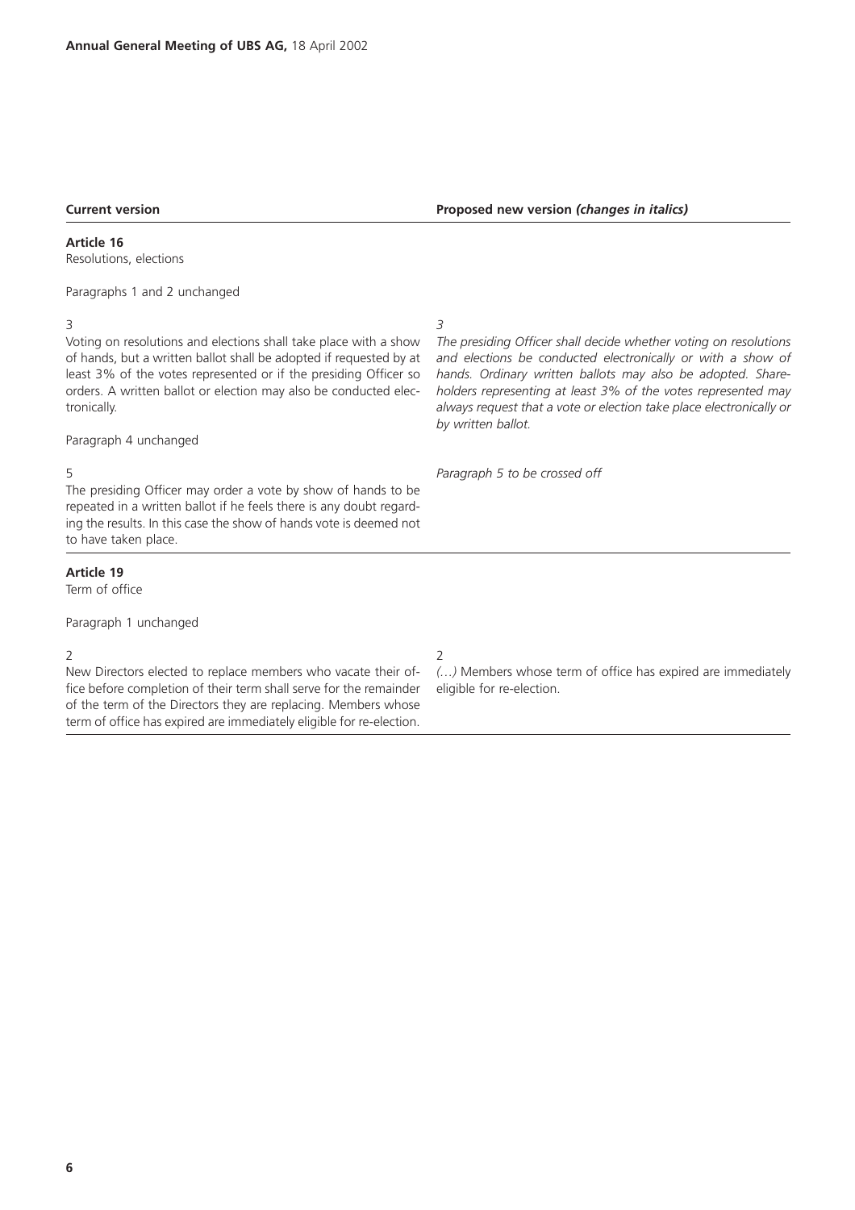| Current version | Proposed new version *(changes in italics)* |
|---|---|
| **Article 16**<br>Resolutions, elections | |
| Paragraphs 1 and 2 unchanged | |
| 3<br>Voting on resolutions and elections shall take place with a show of hands, but a written ballot shall be adopted if requested by at least 3% of the votes represented or if the presiding Officer so orders. A written ballot or election may also be conducted electronically. | *3*<br>*The presiding Officer shall decide whether voting on resolutions and elections be conducted electronically or with a show of hands. Ordinary written ballots may also be adopted. Shareholders representing at least 3% of the votes represented may always request that a vote or election take place electronically or by written ballot.* |
| Paragraph 4 unchanged | |
| 5<br>The presiding Officer may order a vote by show of hands to be repeated in a written ballot if he feels there is any doubt regarding the results. In this case the show of hands vote is deemed not to have taken place. | *Paragraph 5 to be crossed off* |
| **Article 19**<br>Term of office | |
| Paragraph 1 unchanged | |
| 2<br>New Directors elected to replace members who vacate their office before completion of their term shall serve for the remainder of the term of the Directors they are replacing. Members whose term of office has expired are immediately eligible for re-election. | 2<br>*(…)* Members whose term of office has expired are immediately eligible for re-election. |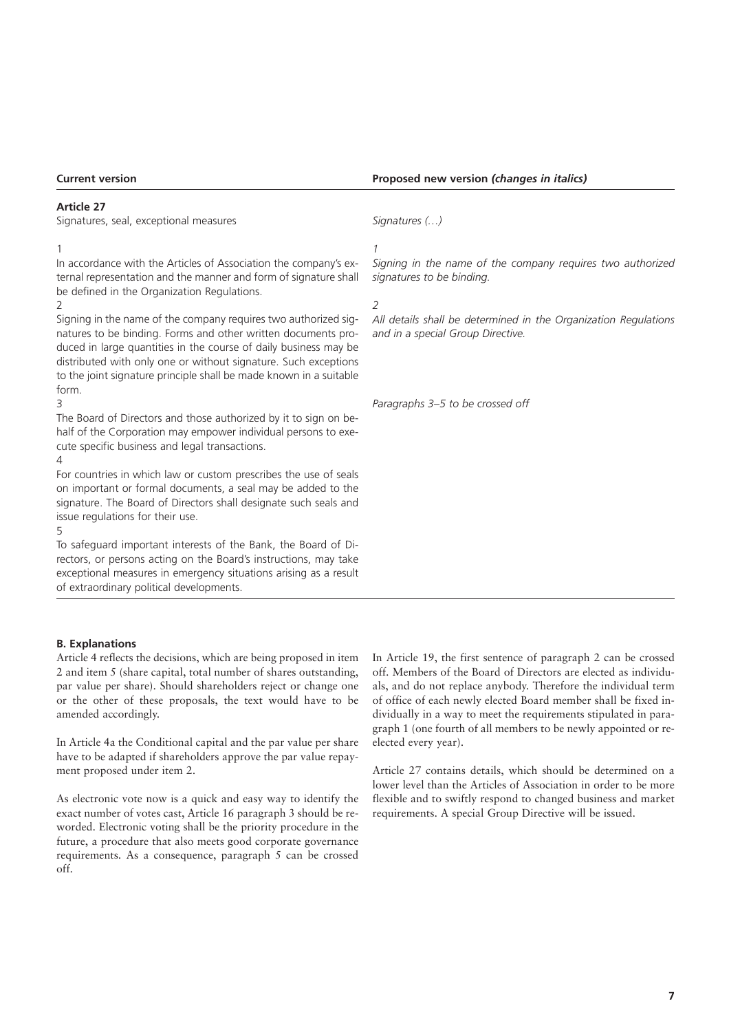| Current version | Proposed new version *(changes in italics)* |
| --- | --- |
| **Article 27**<br>Signatures, seal, exceptional measures | *Signatures (…)* |
| 1<br>In accordance with the Articles of Association the company's external representation and the manner and form of signature shall be defined in the Organization Regulations. | *1*<br>*Signing in the name of the company requires two authorized signatures to be binding.* |
| 2<br>Signing in the name of the company requires two authorized signatures to be binding. Forms and other written documents produced in large quantities in the course of daily business may be distributed with only one or without signature. Such exceptions to the joint signature principle shall be made known in a suitable form. | *2*<br>*All details shall be determined in the Organization Regulations and in a special Group Directive.* |
| 3<br>The Board of Directors and those authorized by it to sign on behalf of the Corporation may empower individual persons to execute specific business and legal transactions. | *Paragraphs 3–5 to be crossed off* |
| 4<br>For countries in which law or custom prescribes the use of seals on important or formal documents, a seal may be added to the signature. The Board of Directors shall designate such seals and issue regulations for their use. | |
| 5<br>To safeguard important interests of the Bank, the Board of Directors, or persons acting on the Board's instructions, may take exceptional measures in emergency situations arising as a result of extraordinary political developments. | |

**B. Explanations**

Article 4 reflects the decisions, which are being proposed in item 2 and item 5 (share capital, total number of shares outstanding, par value per share). Should shareholders reject or change one or the other of these proposals, the text would have to be amended accordingly.

In Article 4a the Conditional capital and the par value per share have to be adapted if shareholders approve the par value repayment proposed under item 2.

As electronic vote now is a quick and easy way to identify the exact number of votes cast, Article 16 paragraph 3 should be reworded. Electronic voting shall be the priority procedure in the future, a procedure that also meets good corporate governance requirements. As a consequence, paragraph 5 can be crossed off.

In Article 19, the first sentence of paragraph 2 can be crossed off. Members of the Board of Directors are elected as individuals, and do not replace anybody. Therefore the individual term of office of each newly elected Board member shall be fixed individually in a way to meet the requirements stipulated in paragraph 1 (one fourth of all members to be newly appointed or re-elected every year).

Article 27 contains details, which should be determined on a lower level than the Articles of Association in order to be more flexible and to swiftly respond to changed business and market requirements. A special Group Directive will be issued.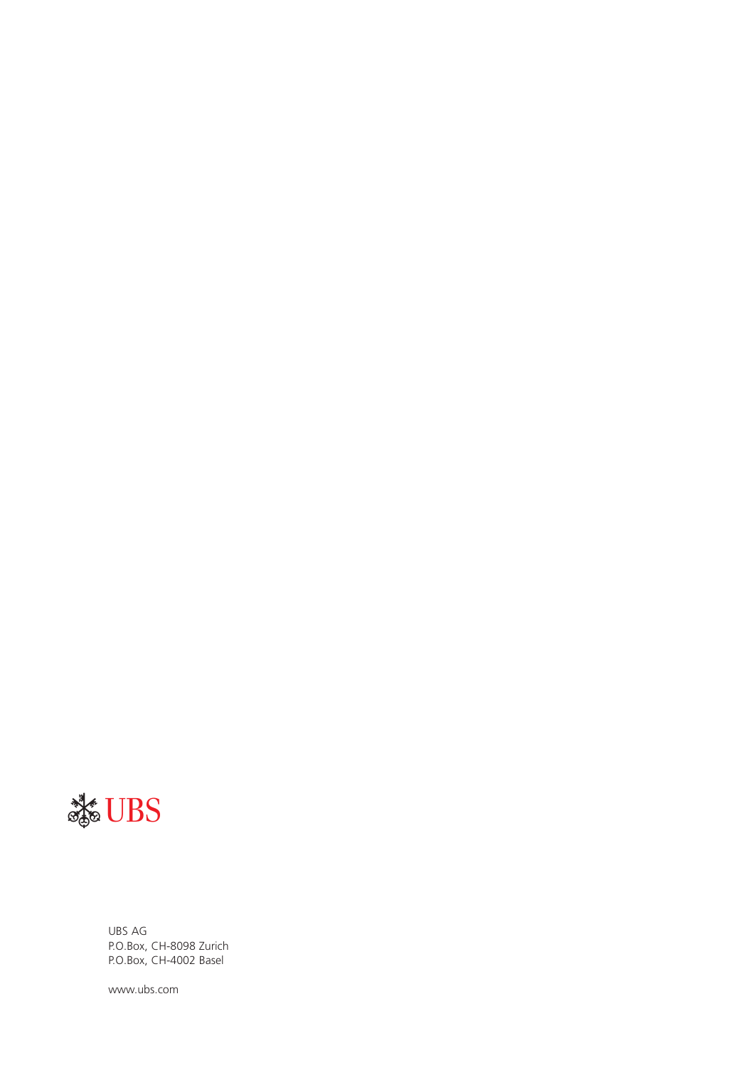UBS

UBS AG
P.O.Box, CH-8098 Zurich
P.O.Box, CH-4002 Basel

www.ubs.com